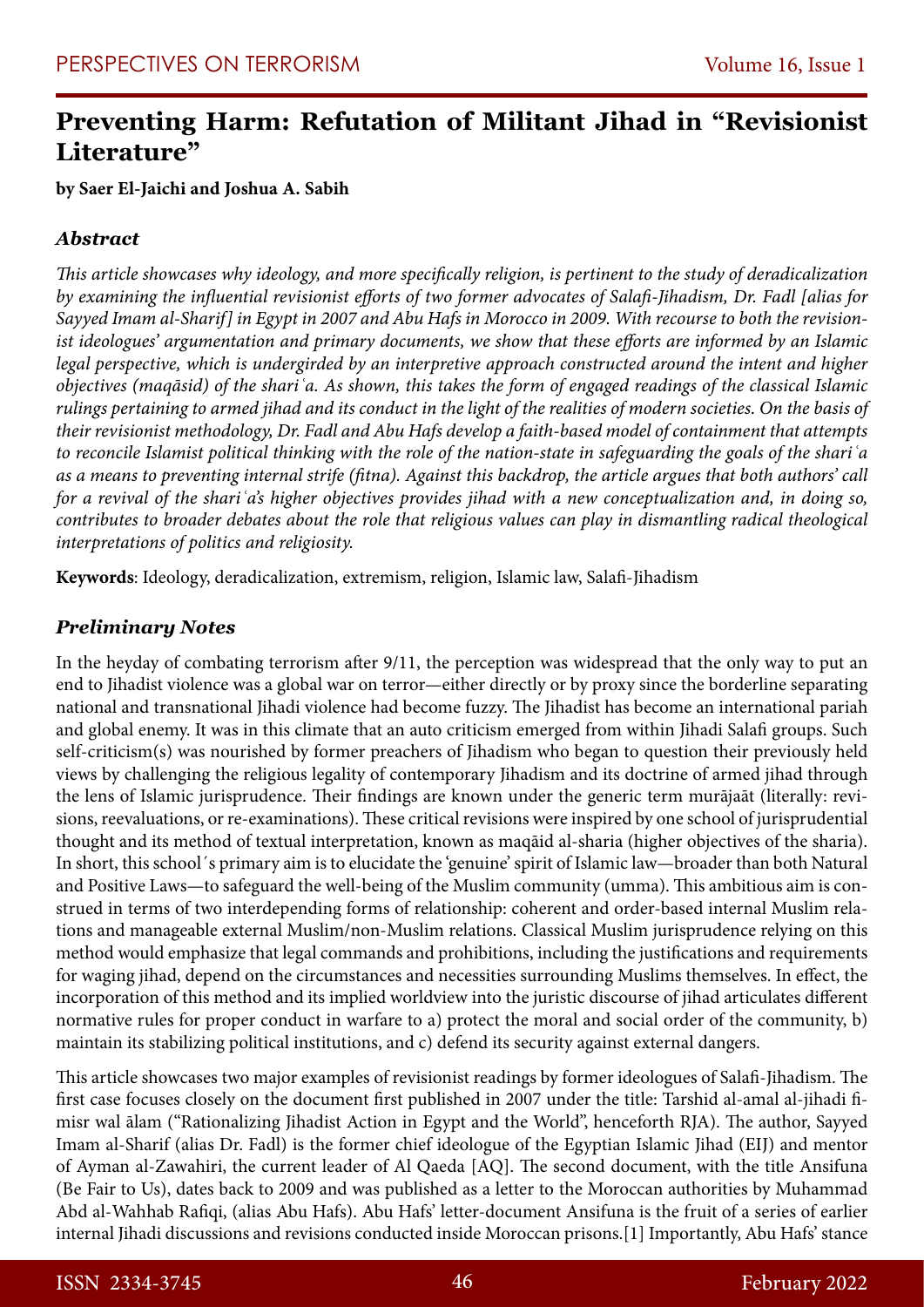# Preventing Harm: Refutation of Militant Jihad in "Revisionist Literature"

**by Saer El-Jaichi and Joshua A. Sabih**

### *Abstract*

*This article showcases why ideology, and more specifically religion, is pertinent to the study of deradicalization by examining the influential revisionist efforts of two former advocates of Salafi-Jihadism, Dr. Fadl [alias for Sayyed Imam al-Sharif] in Egypt in 2007 and Abu Hafs in Morocco in 2009. With recourse to both the revisionist ideologues' argumentation and primary documents, we show that these efforts are informed by an Islamic legal perspective, which is undergirded by an interpretive approach constructed around the intent and higher objectives (maqāsid) of the shariʿa. As shown, this takes the form of engaged readings of the classical Islamic rulings pertaining to armed jihad and its conduct in the light of the realities of modern societies. On the basis of their revisionist methodology, Dr. Fadl and Abu Hafs develop a faith-based model of containment that attempts to reconcile Islamist political thinking with the role of the nation-state in safeguarding the goals of the shariʿa as a means to preventing internal strife (fitna). Against this backdrop, the article argues that both authors' call for a revival of the shariʿa's higher objectives provides jihad with a new conceptualization and, in doing so, contributes to broader debates about the role that religious values can play in dismantling radical theological interpretations of politics and religiosity.*

**Keywords**: Ideology, deradicalization, extremism, religion, Islamic law, Salafi-Jihadism

### *Preliminary Notes*

In the heyday of combating terrorism after 9/11, the perception was widespread that the only way to put an end to Jihadist violence was a global war on terror—either directly or by proxy since the borderline separating national and transnational Jihadi violence had become fuzzy. The Jihadist has become an international pariah and global enemy. It was in this climate that an auto criticism emerged from within Jihadi Salafi groups. Such self-criticism(s) was nourished by former preachers of Jihadism who began to question their previously held views by challenging the religious legality of contemporary Jihadism and its doctrine of armed jihad through the lens of Islamic jurisprudence. Their findings are known under the generic term murājaāt (literally: revisions, reevaluations, or re-examinations). These critical revisions were inspired by one school of jurisprudential thought and its method of textual interpretation, known as maqāid al-sharia (higher objectives of the sharia). In short, this school´s primary aim is to elucidate the 'genuine' spirit of Islamic law—broader than both Natural and Positive Laws—to safeguard the well-being of the Muslim community (umma). This ambitious aim is construed in terms of two interdepending forms of relationship: coherent and order-based internal Muslim relations and manageable external Muslim/non-Muslim relations. Classical Muslim jurisprudence relying on this method would emphasize that legal commands and prohibitions, including the justifications and requirements for waging jihad, depend on the circumstances and necessities surrounding Muslims themselves. In effect, the incorporation of this method and its implied worldview into the juristic discourse of jihad articulates different normative rules for proper conduct in warfare to a) protect the moral and social order of the community, b) maintain its stabilizing political institutions, and c) defend its security against external dangers.

This article showcases two major examples of revisionist readings by former ideologues of Salafi-Jihadism. The first case focuses closely on the document first published in 2007 under the title: Tarshid al-amal al-jihadi fi-misr wal ālam ("Rationalizing Jihadist Action in Egypt and the World", henceforth RJA). The author, Sayyed Imam al-Sharif (alias Dr. Fadl) is the former chief ideologue of the Egyptian Islamic Jihad (EIJ) and mentor of Ayman al-Zawahiri, the current leader of Al Qaeda [AQ]. The second document, with the title Ansifuna (Be Fair to Us), dates back to 2009 and was published as a letter to the Moroccan authorities by Muhammad Abd al-Wahhab Rafiqi, (alias Abu Hafs). Abu Hafs' letter-document Ansifuna is the fruit of a series of earlier internal Jihadi discussions and revisions conducted inside Moroccan prisons.[1] Importantly, Abu Hafs' stance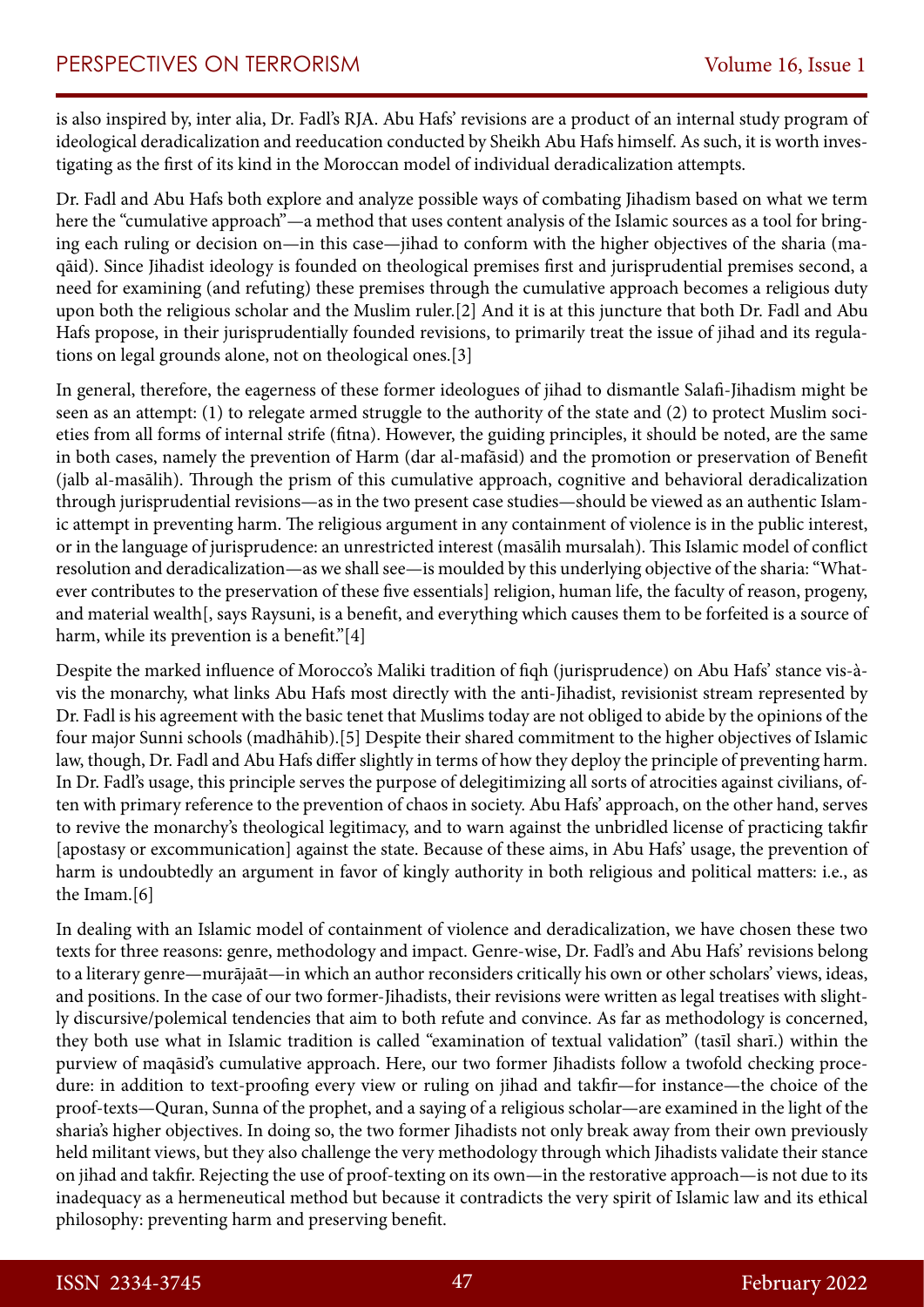is also inspired by, inter alia, Dr. Fadl's RJA. Abu Hafs' revisions are a product of an internal study program of ideological deradicalization and reeducation conducted by Sheikh Abu Hafs himself. As such, it is worth investigating as the first of its kind in the Moroccan model of individual deradicalization attempts.

Dr. Fadl and Abu Hafs both explore and analyze possible ways of combating Jihadism based on what we term here the "cumulative approach"—a method that uses content analysis of the Islamic sources as a tool for bringing each ruling or decision on—in this case—jihad to conform with the higher objectives of the sharia (maqāid). Since Jihadist ideology is founded on theological premises first and jurisprudential premises second, a need for examining (and refuting) these premises through the cumulative approach becomes a religious duty upon both the religious scholar and the Muslim ruler.[2] And it is at this juncture that both Dr. Fadl and Abu Hafs propose, in their jurisprudentially founded revisions, to primarily treat the issue of jihad and its regulations on legal grounds alone, not on theological ones.[3]

In general, therefore, the eagerness of these former ideologues of jihad to dismantle Salafi-Jihadism might be seen as an attempt: (1) to relegate armed struggle to the authority of the state and (2) to protect Muslim societies from all forms of internal strife (fitna). However, the guiding principles, it should be noted, are the same in both cases, namely the prevention of Harm (dar al-mafāsid) and the promotion or preservation of Benefit (jalb al-masālih). Through the prism of this cumulative approach, cognitive and behavioral deradicalization through jurisprudential revisions—as in the two present case studies—should be viewed as an authentic Islamic attempt in preventing harm. The religious argument in any containment of violence is in the public interest, or in the language of jurisprudence: an unrestricted interest (masālih mursalah). This Islamic model of conflict resolution and deradicalization—as we shall see—is moulded by this underlying objective of the sharia: "Whatever contributes to the preservation of these five essentials] religion, human life, the faculty of reason, progeny, and material wealth[, says Raysuni, is a benefit, and everything which causes them to be forfeited is a source of harm, while its prevention is a benefit."[4]

Despite the marked influence of Morocco's Maliki tradition of fiqh (jurisprudence) on Abu Hafs' stance vis-à-vis the monarchy, what links Abu Hafs most directly with the anti-Jihadist, revisionist stream represented by Dr. Fadl is his agreement with the basic tenet that Muslims today are not obliged to abide by the opinions of the four major Sunni schools (madhāhib).[5] Despite their shared commitment to the higher objectives of Islamic law, though, Dr. Fadl and Abu Hafs differ slightly in terms of how they deploy the principle of preventing harm. In Dr. Fadl's usage, this principle serves the purpose of delegitimizing all sorts of atrocities against civilians, often with primary reference to the prevention of chaos in society. Abu Hafs' approach, on the other hand, serves to revive the monarchy's theological legitimacy, and to warn against the unbridled license of practicing takfir [apostasy or excommunication] against the state. Because of these aims, in Abu Hafs' usage, the prevention of harm is undoubtedly an argument in favor of kingly authority in both religious and political matters: i.e., as the Imam.[6]

In dealing with an Islamic model of containment of violence and deradicalization, we have chosen these two texts for three reasons: genre, methodology and impact. Genre-wise, Dr. Fadl's and Abu Hafs' revisions belong to a literary genre—murājaāt—in which an author reconsiders critically his own or other scholars' views, ideas, and positions. In the case of our two former-Jihadists, their revisions were written as legal treatises with slightly discursive/polemical tendencies that aim to both refute and convince. As far as methodology is concerned, they both use what in Islamic tradition is called "examination of textual validation" (tasīl sharī.) within the purview of maqāsid's cumulative approach. Here, our two former Jihadists follow a twofold checking procedure: in addition to text-proofing every view or ruling on jihad and takfir—for instance—the choice of the proof-texts—Quran, Sunna of the prophet, and a saying of a religious scholar—are examined in the light of the sharia's higher objectives. In doing so, the two former Jihadists not only break away from their own previously held militant views, but they also challenge the very methodology through which Jihadists validate their stance on jihad and takfir. Rejecting the use of proof-texting on its own—in the restorative approach—is not due to its inadequacy as a hermeneutical method but because it contradicts the very spirit of Islamic law and its ethical philosophy: preventing harm and preserving benefit.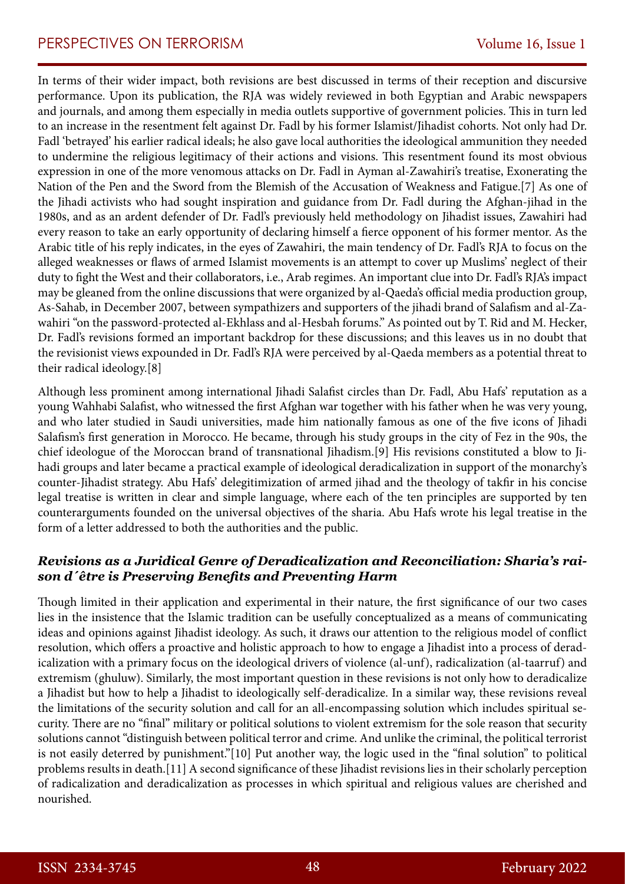In terms of their wider impact, both revisions are best discussed in terms of their reception and discursive performance. Upon its publication, the RJA was widely reviewed in both Egyptian and Arabic newspapers and journals, and among them especially in media outlets supportive of government policies. This in turn led to an increase in the resentment felt against Dr. Fadl by his former Islamist/Jihadist cohorts. Not only had Dr. Fadl 'betrayed' his earlier radical ideals; he also gave local authorities the ideological ammunition they needed to undermine the religious legitimacy of their actions and visions. This resentment found its most obvious expression in one of the more venomous attacks on Dr. Fadl in Ayman al-Zawahiri's treatise, Exonerating the Nation of the Pen and the Sword from the Blemish of the Accusation of Weakness and Fatigue.[7] As one of the Jihadi activists who had sought inspiration and guidance from Dr. Fadl during the Afghan-jihad in the 1980s, and as an ardent defender of Dr. Fadl's previously held methodology on Jihadist issues, Zawahiri had every reason to take an early opportunity of declaring himself a fierce opponent of his former mentor. As the Arabic title of his reply indicates, in the eyes of Zawahiri, the main tendency of Dr. Fadl's RJA to focus on the alleged weaknesses or flaws of armed Islamist movements is an attempt to cover up Muslims' neglect of their duty to fight the West and their collaborators, i.e., Arab regimes. An important clue into Dr. Fadl's RJA's impact may be gleaned from the online discussions that were organized by al-Qaeda's official media production group, As-Sahab, in December 2007, between sympathizers and supporters of the jihadi brand of Salafism and al-Zawahiri "on the password-protected al-Ekhlass and al-Hesbah forums." As pointed out by T. Rid and M. Hecker, Dr. Fadl's revisions formed an important backdrop for these discussions; and this leaves us in no doubt that the revisionist views expounded in Dr. Fadl's RJA were perceived by al-Qaeda members as a potential threat to their radical ideology.[8]

Although less prominent among international Jihadi Salafist circles than Dr. Fadl, Abu Hafs' reputation as a young Wahhabi Salafist, who witnessed the first Afghan war together with his father when he was very young, and who later studied in Saudi universities, made him nationally famous as one of the five icons of Jihadi Salafism's first generation in Morocco. He became, through his study groups in the city of Fez in the 90s, the chief ideologue of the Moroccan brand of transnational Jihadism.[9] His revisions constituted a blow to Jihadi groups and later became a practical example of ideological deradicalization in support of the monarchy's counter-Jihadist strategy. Abu Hafs' delegitimization of armed jihad and the theology of takfir in his concise legal treatise is written in clear and simple language, where each of the ten principles are supported by ten counterarguments founded on the universal objectives of the sharia. Abu Hafs wrote his legal treatise in the form of a letter addressed to both the authorities and the public.

### *Revisions as a Juridical Genre of Deradicalization and Reconciliation: Sharia's raison d´être is Preserving Benefits and Preventing Harm*

Though limited in their application and experimental in their nature, the first significance of our two cases lies in the insistence that the Islamic tradition can be usefully conceptualized as a means of communicating ideas and opinions against Jihadist ideology. As such, it draws our attention to the religious model of conflict resolution, which offers a proactive and holistic approach to how to engage a Jihadist into a process of deradicalization with a primary focus on the ideological drivers of violence (al-unf), radicalization (al-taarruf) and extremism (ghuluw). Similarly, the most important question in these revisions is not only how to deradicalize a Jihadist but how to help a Jihadist to ideologically self-deradicalize. In a similar way, these revisions reveal the limitations of the security solution and call for an all-encompassing solution which includes spiritual security. There are no "final" military or political solutions to violent extremism for the sole reason that security solutions cannot "distinguish between political terror and crime. And unlike the criminal, the political terrorist is not easily deterred by punishment."[10] Put another way, the logic used in the "final solution" to political problems results in death.[11] A second significance of these Jihadist revisions lies in their scholarly perception of radicalization and deradicalization as processes in which spiritual and religious values are cherished and nourished.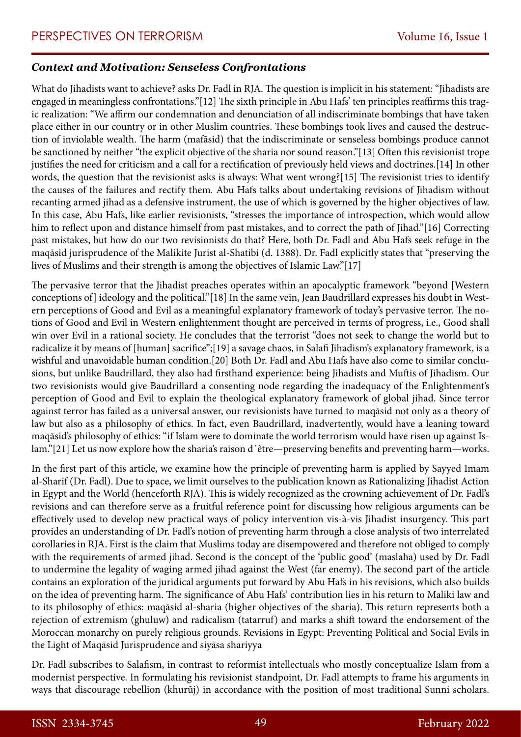### *Context and Motivation: Senseless Confrontations*

What do Jihadists want to achieve? asks Dr. Fadl in RJA. The question is implicit in his statement: "Jihadists are engaged in meaningless confrontations."[12] The sixth principle in Abu Hafs' ten principles reaffirms this tragic realization: "We affirm our condemnation and denunciation of all indiscriminate bombings that have taken place either in our country or in other Muslim countries. These bombings took lives and caused the destruction of inviolable wealth. The harm (mafāsid) that the indiscriminate or senseless bombings produce cannot be sanctioned by neither "the explicit objective of the sharia nor sound reason."[13] Often this revisionist trope justifies the need for criticism and a call for a rectification of previously held views and doctrines.[14] In other words, the question that the revisionist asks is always: What went wrong?[15] The revisionist tries to identify the causes of the failures and rectify them. Abu Hafs talks about undertaking revisions of Jihadism without recanting armed jihad as a defensive instrument, the use of which is governed by the higher objectives of law. In this case, Abu Hafs, like earlier revisionists, "stresses the importance of introspection, which would allow him to reflect upon and distance himself from past mistakes, and to correct the path of Jihad."[16] Correcting past mistakes, but how do our two revisionists do that? Here, both Dr. Fadl and Abu Hafs seek refuge in the maqāsid jurisprudence of the Malikite Jurist al-Shatibi (d. 1388). Dr. Fadl explicitly states that "preserving the lives of Muslims and their strength is among the objectives of Islamic Law."[17]

The pervasive terror that the Jihadist preaches operates within an apocalyptic framework "beyond [Western conceptions of] ideology and the political."[18] In the same vein, Jean Baudrillard expresses his doubt in Western perceptions of Good and Evil as a meaningful explanatory framework of today's pervasive terror. The notions of Good and Evil in Western enlightenment thought are perceived in terms of progress, i.e., Good shall win over Evil in a rational society. He concludes that the terrorist "does not seek to change the world but to radicalize it by means of [human] sacrifice";[19] a savage chaos, in Salafi Jihadism's explanatory framework, is a wishful and unavoidable human condition.[20] Both Dr. Fadl and Abu Hafs have also come to similar conclusions, but unlike Baudrillard, they also had firsthand experience: being Jihadists and Muftis of Jihadism. Our two revisionists would give Baudrillard a consenting node regarding the inadequacy of the Enlightenment's perception of Good and Evil to explain the theological explanatory framework of global jihad. Since terror against terror has failed as a universal answer, our revisionists have turned to maqāsid not only as a theory of law but also as a philosophy of ethics. In fact, even Baudrillard, inadvertently, would have a leaning toward maqāsid's philosophy of ethics: "if Islam were to dominate the world terrorism would have risen up against Islam."[21] Let us now explore how the sharia's raison d´être—preserving benefits and preventing harm—works.

In the first part of this article, we examine how the principle of preventing harm is applied by Sayyed Imam al-Sharif (Dr. Fadl). Due to space, we limit ourselves to the publication known as Rationalizing Jihadist Action in Egypt and the World (henceforth RJA). This is widely recognized as the crowning achievement of Dr. Fadl's revisions and can therefore serve as a fruitful reference point for discussing how religious arguments can be effectively used to develop new practical ways of policy intervention vis-à-vis Jihadist insurgency. This part provides an understanding of Dr. Fadl's notion of preventing harm through a close analysis of two interrelated corollaries in RJA. First is the claim that Muslims today are disempowered and therefore not obliged to comply with the requirements of armed jihad. Second is the concept of the 'public good' (maslaha) used by Dr. Fadl to undermine the legality of waging armed jihad against the West (far enemy). The second part of the article contains an exploration of the juridical arguments put forward by Abu Hafs in his revisions, which also builds on the idea of preventing harm. The significance of Abu Hafs' contribution lies in his return to Maliki law and to its philosophy of ethics: maqāsid al-sharia (higher objectives of the sharia). This return represents both a rejection of extremism (ghuluw) and radicalism (tatarruf) and marks a shift toward the endorsement of the Moroccan monarchy on purely religious grounds. Revisions in Egypt: Preventing Political and Social Evils in the Light of Maqāsid Jurisprudence and siyāsa shariyya

Dr. Fadl subscribes to Salafism, in contrast to reformist intellectuals who mostly conceptualize Islam from a modernist perspective. In formulating his revisionist standpoint, Dr. Fadl attempts to frame his arguments in ways that discourage rebellion (khurūj) in accordance with the position of most traditional Sunni scholars.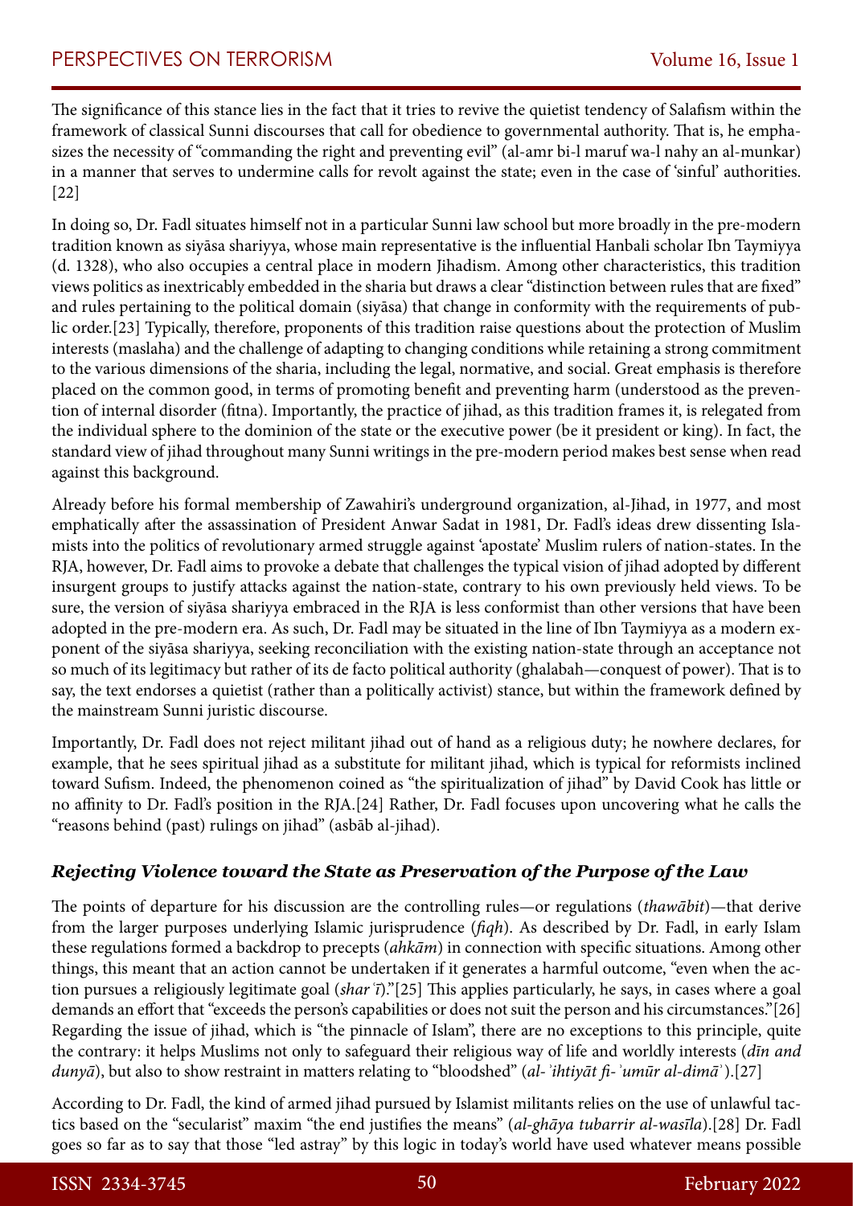The significance of this stance lies in the fact that it tries to revive the quietist tendency of Salafism within the framework of classical Sunni discourses that call for obedience to governmental authority. That is, he emphasizes the necessity of "commanding the right and preventing evil" (al-amr bi-l maruf wa-l nahy an al-munkar) in a manner that serves to undermine calls for revolt against the state; even in the case of 'sinful' authorities.[22]

In doing so, Dr. Fadl situates himself not in a particular Sunni law school but more broadly in the pre-modern tradition known as siyāsa shariyya, whose main representative is the influential Hanbali scholar Ibn Taymiyya (d. 1328), who also occupies a central place in modern Jihadism. Among other characteristics, this tradition views politics as inextricably embedded in the sharia but draws a clear "distinction between rules that are fixed" and rules pertaining to the political domain (siyāsa) that change in conformity with the requirements of public order.[23] Typically, therefore, proponents of this tradition raise questions about the protection of Muslim interests (maslaha) and the challenge of adapting to changing conditions while retaining a strong commitment to the various dimensions of the sharia, including the legal, normative, and social. Great emphasis is therefore placed on the common good, in terms of promoting benefit and preventing harm (understood as the prevention of internal disorder (fitna). Importantly, the practice of jihad, as this tradition frames it, is relegated from the individual sphere to the dominion of the state or the executive power (be it president or king). In fact, the standard view of jihad throughout many Sunni writings in the pre-modern period makes best sense when read against this background.

Already before his formal membership of Zawahiri's underground organization, al-Jihad, in 1977, and most emphatically after the assassination of President Anwar Sadat in 1981, Dr. Fadl's ideas drew dissenting Islamists into the politics of revolutionary armed struggle against 'apostate' Muslim rulers of nation-states. In the RJA, however, Dr. Fadl aims to provoke a debate that challenges the typical vision of jihad adopted by different insurgent groups to justify attacks against the nation-state, contrary to his own previously held views. To be sure, the version of siyāsa shariyya embraced in the RJA is less conformist than other versions that have been adopted in the pre-modern era. As such, Dr. Fadl may be situated in the line of Ibn Taymiyya as a modern exponent of the siyāsa shariyya, seeking reconciliation with the existing nation-state through an acceptance not so much of its legitimacy but rather of its de facto political authority (ghalabah—conquest of power). That is to say, the text endorses a quietist (rather than a politically activist) stance, but within the framework defined by the mainstream Sunni juristic discourse.

Importantly, Dr. Fadl does not reject militant jihad out of hand as a religious duty; he nowhere declares, for example, that he sees spiritual jihad as a substitute for militant jihad, which is typical for reformists inclined toward Sufism. Indeed, the phenomenon coined as "the spiritualization of jihad" by David Cook has little or no affinity to Dr. Fadl's position in the RJA.[24] Rather, Dr. Fadl focuses upon uncovering what he calls the "reasons behind (past) rulings on jihad" (asbāb al-jihad).

### *Rejecting Violence toward the State as Preservation of the Purpose of the Law*

The points of departure for his discussion are the controlling rules—or regulations (*thawābit*)—that derive from the larger purposes underlying Islamic jurisprudence (*fiqh*). As described by Dr. Fadl, in early Islam these regulations formed a backdrop to precepts (*ahkām*) in connection with specific situations. Among other things, this meant that an action cannot be undertaken if it generates a harmful outcome, "even when the action pursues a religiously legitimate goal (*sharʿī*)."[25] This applies particularly, he says, in cases where a goal demands an effort that "exceeds the person's capabilities or does not suit the person and his circumstances."[26] Regarding the issue of jihad, which is "the pinnacle of Islam", there are no exceptions to this principle, quite the contrary: it helps Muslims not only to safeguard their religious way of life and worldly interests (*dīn and dunyā*), but also to show restraint in matters relating to "bloodshed" (*al-ʾihtiyāt fi-ʾumūr al-dimāʾ*).[27]

According to Dr. Fadl, the kind of armed jihad pursued by Islamist militants relies on the use of unlawful tactics based on the "secularist" maxim "the end justifies the means" (*al-ghāya tubarrir al-wasīla*).[28] Dr. Fadl goes so far as to say that those "led astray" by this logic in today's world have used whatever means possible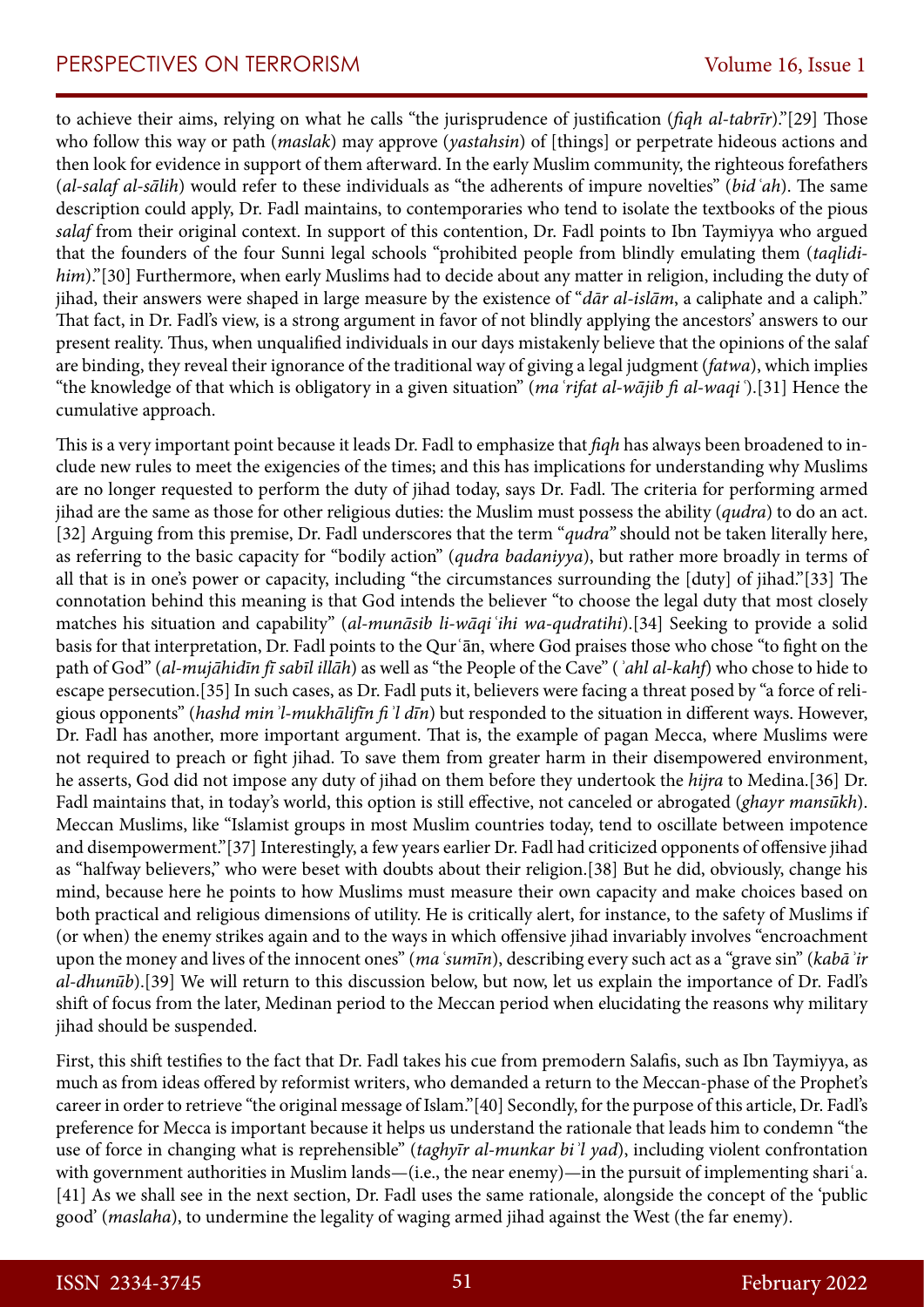to achieve their aims, relying on what he calls "the jurisprudence of justification (*fiqh al-tabrīr*)."[29] Those who follow this way or path (*maslak*) may approve (*yastahsin*) of [things] or perpetrate hideous actions and then look for evidence in support of them afterward. In the early Muslim community, the righteous forefathers (*al-salaf al-sālih*) would refer to these individuals as "the adherents of impure novelties" (*bidʿah*). The same description could apply, Dr. Fadl maintains, to contemporaries who tend to isolate the textbooks of the pious *salaf* from their original context. In support of this contention, Dr. Fadl points to Ibn Taymiyya who argued that the founders of the four Sunni legal schools "prohibited people from blindly emulating them (*taqlidihim*)."[30] Furthermore, when early Muslims had to decide about any matter in religion, including the duty of jihad, their answers were shaped in large measure by the existence of "*dār al-islām*, a caliphate and a caliph." That fact, in Dr. Fadl's view, is a strong argument in favor of not blindly applying the ancestors' answers to our present reality. Thus, when unqualified individuals in our days mistakenly believe that the opinions of the salaf are binding, they reveal their ignorance of the traditional way of giving a legal judgment (*fatwa*), which implies "the knowledge of that which is obligatory in a given situation" (*maʿrifat al-wājib fi al-waqiʿ*).[31] Hence the cumulative approach.

This is a very important point because it leads Dr. Fadl to emphasize that *fiqh* has always been broadened to include new rules to meet the exigencies of the times; and this has implications for understanding why Muslims are no longer requested to perform the duty of jihad today, says Dr. Fadl. The criteria for performing armed jihad are the same as those for other religious duties: the Muslim must possess the ability (*qudra*) to do an act.[32] Arguing from this premise, Dr. Fadl underscores that the term "*qudra*" should not be taken literally here, as referring to the basic capacity for "bodily action" (*qudra badaniyya*), but rather more broadly in terms of all that is in one's power or capacity, including "the circumstances surrounding the [duty] of jihad."[33] The connotation behind this meaning is that God intends the believer "to choose the legal duty that most closely matches his situation and capability" (*al-munāsib li-wāqiʿihi wa-qudratihi*).[34] Seeking to provide a solid basis for that interpretation, Dr. Fadl points to the Qurʿān, where God praises those who chose "to fight on the path of God" (*al-mujāhidīn fī sabīl illāh*) as well as "the People of the Cave" (*ʾahl al-kahf*) who chose to hide to escape persecution.[35] In such cases, as Dr. Fadl puts it, believers were facing a threat posed by "a force of religious opponents" (*hashd min ʾl-mukhālifīn fi ʾl dīn*) but responded to the situation in different ways. However, Dr. Fadl has another, more important argument. That is, the example of pagan Mecca, where Muslims were not required to preach or fight jihad. To save them from greater harm in their disempowered environment, he asserts, God did not impose any duty of jihad on them before they undertook the *hijra* to Medina.[36] Dr. Fadl maintains that, in today's world, this option is still effective, not canceled or abrogated (*ghayr mansūkh*). Meccan Muslims, like "Islamist groups in most Muslim countries today, tend to oscillate between impotence and disempowerment."[37] Interestingly, a few years earlier Dr. Fadl had criticized opponents of offensive jihad as "halfway believers," who were beset with doubts about their religion.[38] But he did, obviously, change his mind, because here he points to how Muslims must measure their own capacity and make choices based on both practical and religious dimensions of utility. He is critically alert, for instance, to the safety of Muslims if (or when) the enemy strikes again and to the ways in which offensive jihad invariably involves "encroachment upon the money and lives of the innocent ones" (*maʿsumīn*), describing every such act as a "grave sin" (*kabāʾir al-dhunūb*).[39] We will return to this discussion below, but now, let us explain the importance of Dr. Fadl's shift of focus from the later, Medinan period to the Meccan period when elucidating the reasons why military jihad should be suspended.

First, this shift testifies to the fact that Dr. Fadl takes his cue from premodern Salafis, such as Ibn Taymiyya, as much as from ideas offered by reformist writers, who demanded a return to the Meccan-phase of the Prophet's career in order to retrieve "the original message of Islam."[40] Secondly, for the purpose of this article, Dr. Fadl's preference for Mecca is important because it helps us understand the rationale that leads him to condemn "the use of force in changing what is reprehensible" (*taghyīr al-munkar bi ʾl yad*), including violent confrontation with government authorities in Muslim lands—(i.e., the near enemy)—in the pursuit of implementing shariʿa.[41] As we shall see in the next section, Dr. Fadl uses the same rationale, alongside the concept of the 'public good' (*maslaha*), to undermine the legality of waging armed jihad against the West (the far enemy).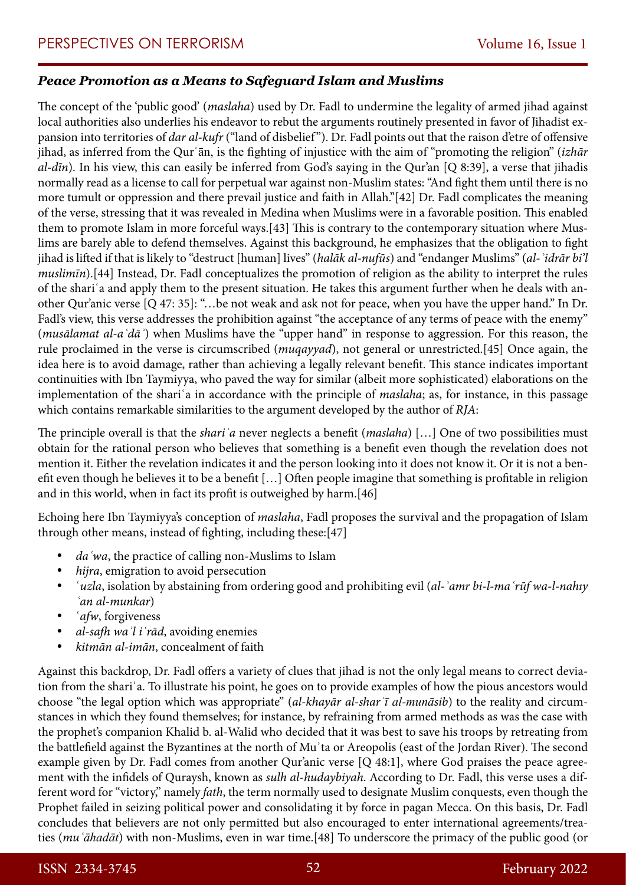### *Peace Promotion as a Means to Safeguard Islam and Muslims*

The concept of the 'public good' (*maslaha*) used by Dr. Fadl to undermine the legality of armed jihad against local authorities also underlies his endeavor to rebut the arguments routinely presented in favor of Jihadist expansion into territories of *dar al-kufr* ("land of disbelief"). Dr. Fadl points out that the raison d'etre of offensive jihad, as inferred from the Qurʿān, is the fighting of injustice with the aim of "promoting the religion" (*izhār al-dīn*). In his view, this can easily be inferred from God's saying in the Qur'an [Q 8:39], a verse that jihadis normally read as a license to call for perpetual war against non-Muslim states: "And fight them until there is no more tumult or oppression and there prevail justice and faith in Allah."[42] Dr. Fadl complicates the meaning of the verse, stressing that it was revealed in Medina when Muslims were in a favorable position. This enabled them to promote Islam in more forceful ways.[43] This is contrary to the contemporary situation where Muslims are barely able to defend themselves. Against this background, he emphasizes that the obligation to fight jihad is lifted if that is likely to "destruct [human] lives" (*halāk al-nufūs*) and "endanger Muslims" (*al-ʾidrār bi'l muslimīn*).[44] Instead, Dr. Fadl conceptualizes the promotion of religion as the ability to interpret the rules of the shariʿa and apply them to the present situation. He takes this argument further when he deals with another Qur'anic verse [Q 47: 35]: "…be not weak and ask not for peace, when you have the upper hand." In Dr. Fadl's view, this verse addresses the prohibition against "the acceptance of any terms of peace with the enemy" (*musālamat al-aʿdāʾ*) when Muslims have the "upper hand" in response to aggression. For this reason, the rule proclaimed in the verse is circumscribed (*muqayyad*), not general or unrestricted.[45] Once again, the idea here is to avoid damage, rather than achieving a legally relevant benefit. This stance indicates important continuities with Ibn Taymiyya, who paved the way for similar (albeit more sophisticated) elaborations on the implementation of the shariʿa in accordance with the principle of *maslaha*; as, for instance, in this passage which contains remarkable similarities to the argument developed by the author of *RJA*:

The principle overall is that the *shariʿa* never neglects a benefit (*maslaha*) […] One of two possibilities must obtain for the rational person who believes that something is a benefit even though the revelation does not mention it. Either the revelation indicates it and the person looking into it does not know it. Or it is not a benefit even though he believes it to be a benefit […] Often people imagine that something is profitable in religion and in this world, when in fact its profit is outweighed by harm.[46]

Echoing here Ibn Taymiyya's conception of *maslaha*, Fadl proposes the survival and the propagation of Islam through other means, instead of fighting, including these:[47]

- *daʿwa*, the practice of calling non-Muslims to Islam
- *hijra*, emigration to avoid persecution
- *ʿuzla*, isolation by abstaining from ordering good and prohibiting evil (*al-ʾamr bi-l-maʿrūf wa-l-nahıy ʿan al-munkar*)
- *ʿafw*, forgiveness
- *al-safh waʾl iʿrād*, avoiding enemies
- *kitmān al-imān*, concealment of faith

Against this backdrop, Dr. Fadl offers a variety of clues that jihad is not the only legal means to correct deviation from the shariʿa. To illustrate his point, he goes on to provide examples of how the pious ancestors would choose "the legal option which was appropriate" (*al-khayār al-sharʿī al-munāsib*) to the reality and circumstances in which they found themselves; for instance, by refraining from armed methods as was the case with the prophet's companion Khalid b. al-Walid who decided that it was best to save his troops by retreating from the battlefield against the Byzantines at the north of Muʾta or Areopolis (east of the Jordan River). The second example given by Dr. Fadl comes from another Qur'anic verse [Q 48:1], where God praises the peace agreement with the infidels of Quraysh, known as *sulh al-hudaybiyah*. According to Dr. Fadl, this verse uses a different word for "victory," namely *fath*, the term normally used to designate Muslim conquests, even though the Prophet failed in seizing political power and consolidating it by force in pagan Mecca. On this basis, Dr. Fadl concludes that believers are not only permitted but also encouraged to enter international agreements/treaties (*muʿāhadāt*) with non-Muslims, even in war time.[48] To underscore the primacy of the public good (or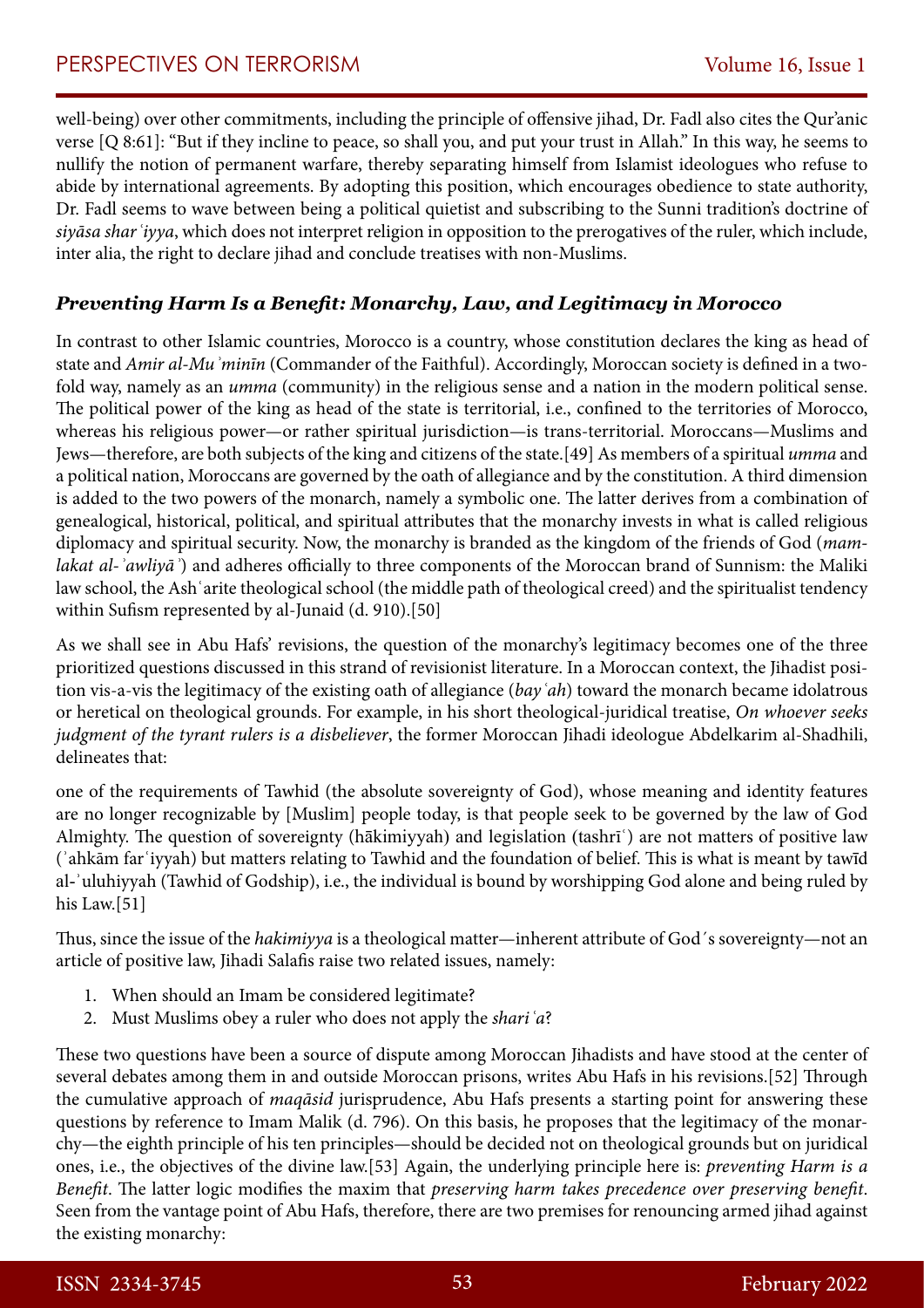well-being) over other commitments, including the principle of offensive jihad, Dr. Fadl also cites the Qur'anic verse [Q 8:61]: "But if they incline to peace, so shall you, and put your trust in Allah." In this way, he seems to nullify the notion of permanent warfare, thereby separating himself from Islamist ideologues who refuse to abide by international agreements. By adopting this position, which encourages obedience to state authority, Dr. Fadl seems to wave between being a political quietist and subscribing to the Sunni tradition's doctrine of *siyāsa sharʿiyya*, which does not interpret religion in opposition to the prerogatives of the ruler, which include, inter alia, the right to declare jihad and conclude treatises with non-Muslims.

### *Preventing Harm Is a Benefit: Monarchy, Law, and Legitimacy in Morocco*

In contrast to other Islamic countries, Morocco is a country, whose constitution declares the king as head of state and *Amir al-Muʾminīn* (Commander of the Faithful). Accordingly, Moroccan society is defined in a twofold way, namely as an *umma* (community) in the religious sense and a nation in the modern political sense. The political power of the king as head of the state is territorial, i.e., confined to the territories of Morocco, whereas his religious power—or rather spiritual jurisdiction—is trans-territorial. Moroccans—Muslims and Jews—therefore, are both subjects of the king and citizens of the state.[49] As members of a spiritual *umma* and a political nation, Moroccans are governed by the oath of allegiance and by the constitution. A third dimension is added to the two powers of the monarch, namely a symbolic one. The latter derives from a combination of genealogical, historical, political, and spiritual attributes that the monarchy invests in what is called religious diplomacy and spiritual security. Now, the monarchy is branded as the kingdom of the friends of God (*mamlakat al-ʾawliyāʾ*) and adheres officially to three components of the Moroccan brand of Sunnism: the Maliki law school, the Ashʿarite theological school (the middle path of theological creed) and the spiritualist tendency within Sufism represented by al-Junaid (d. 910).[50]

As we shall see in Abu Hafs' revisions, the question of the monarchy's legitimacy becomes one of the three prioritized questions discussed in this strand of revisionist literature. In a Moroccan context, the Jihadist position vis-a-vis the legitimacy of the existing oath of allegiance (*bayʿah*) toward the monarch became idolatrous or heretical on theological grounds. For example, in his short theological-juridical treatise, *On whoever seeks judgment of the tyrant rulers is a disbeliever*, the former Moroccan Jihadi ideologue Abdelkarim al-Shadhili, delineates that:

one of the requirements of Tawhid (the absolute sovereignty of God), whose meaning and identity features are no longer recognizable by [Muslim] people today, is that people seek to be governed by the law of God Almighty. The question of sovereignty (hākimiyyah) and legislation (tashrīʿ) are not matters of positive law (ʾahkām farʿiyyah) but matters relating to Tawhid and the foundation of belief. This is what is meant by tawīd al-ʾuluhiyyah (Tawhid of Godship), i.e., the individual is bound by worshipping God alone and being ruled by his Law.[51]

Thus, since the issue of the *hakimiyya* is a theological matter—inherent attribute of God´s sovereignty—not an article of positive law, Jihadi Salafis raise two related issues, namely:

1. When should an Imam be considered legitimate?
2. Must Muslims obey a ruler who does not apply the *shariʿa*?

These two questions have been a source of dispute among Moroccan Jihadists and have stood at the center of several debates among them in and outside Moroccan prisons, writes Abu Hafs in his revisions.[52] Through the cumulative approach of *maqāsid* jurisprudence, Abu Hafs presents a starting point for answering these questions by reference to Imam Malik (d. 796). On this basis, he proposes that the legitimacy of the monarchy—the eighth principle of his ten principles—should be decided not on theological grounds but on juridical ones, i.e., the objectives of the divine law.[53] Again, the underlying principle here is: *preventing Harm is a Benefit*. The latter logic modifies the maxim that *preserving harm takes precedence over preserving benefit*. Seen from the vantage point of Abu Hafs, therefore, there are two premises for renouncing armed jihad against the existing monarchy: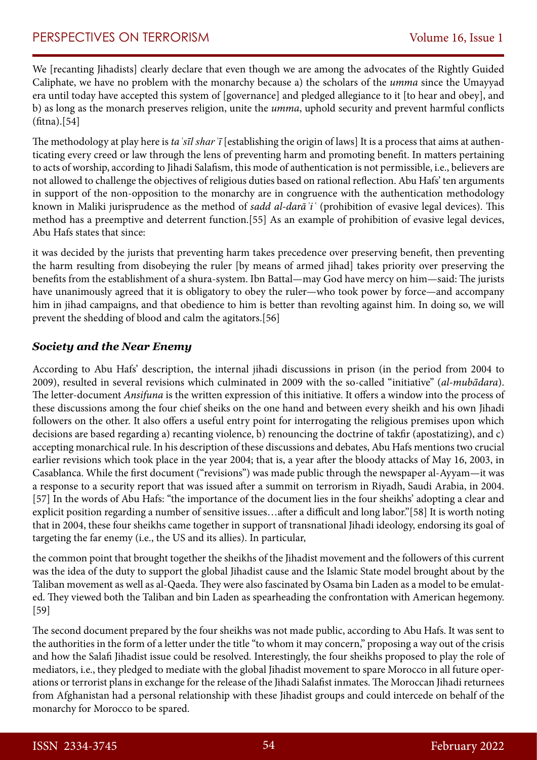We [recanting Jihadists] clearly declare that even though we are among the advocates of the Rightly Guided Caliphate, we have no problem with the monarchy because a) the scholars of the *umma* since the Umayyad era until today have accepted this system of [governance] and pledged allegiance to it [to hear and obey], and b) as long as the monarch preserves religion, unite the *umma*, uphold security and prevent harmful conflicts (fitna).[54]

The methodology at play here is *taʾsīl sharʿī* [establishing the origin of laws] It is a process that aims at authenticating every creed or law through the lens of preventing harm and promoting benefit. In matters pertaining to acts of worship, according to Jihadi Salafism, this mode of authentication is not permissible, i.e., believers are not allowed to challenge the objectives of religious duties based on rational reflection. Abu Hafs' ten arguments in support of the non-opposition to the monarchy are in congruence with the authentication methodology known in Maliki jurisprudence as the method of *sadd al-darāʾiʿ* (prohibition of evasive legal devices). This method has a preemptive and deterrent function.[55] As an example of prohibition of evasive legal devices, Abu Hafs states that since:

it was decided by the jurists that preventing harm takes precedence over preserving benefit, then preventing the harm resulting from disobeying the ruler [by means of armed jihad] takes priority over preserving the benefits from the establishment of a shura-system. Ibn Battal—may God have mercy on him—said: The jurists have unanimously agreed that it is obligatory to obey the ruler—who took power by force—and accompany him in jihad campaigns, and that obedience to him is better than revolting against him. In doing so, we will prevent the shedding of blood and calm the agitators.[56]

### *Society and the Near Enemy*

According to Abu Hafs' description, the internal jihadi discussions in prison (in the period from 2004 to 2009), resulted in several revisions which culminated in 2009 with the so-called "initiative" (*al-mubādara*). The letter-document *Ansifuna* is the written expression of this initiative. It offers a window into the process of these discussions among the four chief sheiks on the one hand and between every sheikh and his own Jihadi followers on the other. It also offers a useful entry point for interrogating the religious premises upon which decisions are based regarding a) recanting violence, b) renouncing the doctrine of takfir (apostatizing), and c) accepting monarchical rule. In his description of these discussions and debates, Abu Hafs mentions two crucial earlier revisions which took place in the year 2004; that is, a year after the bloody attacks of May 16, 2003, in Casablanca. While the first document ("revisions") was made public through the newspaper al-Ayyam—it was a response to a security report that was issued after a summit on terrorism in Riyadh, Saudi Arabia, in 2004.[57] In the words of Abu Hafs: "the importance of the document lies in the four sheikhs' adopting a clear and explicit position regarding a number of sensitive issues…after a difficult and long labor."[58] It is worth noting that in 2004, these four sheikhs came together in support of transnational Jihadi ideology, endorsing its goal of targeting the far enemy (i.e., the US and its allies). In particular,

the common point that brought together the sheikhs of the Jihadist movement and the followers of this current was the idea of the duty to support the global Jihadist cause and the Islamic State model brought about by the Taliban movement as well as al-Qaeda. They were also fascinated by Osama bin Laden as a model to be emulated. They viewed both the Taliban and bin Laden as spearheading the confrontation with American hegemony.[59]

The second document prepared by the four sheikhs was not made public, according to Abu Hafs. It was sent to the authorities in the form of a letter under the title "to whom it may concern," proposing a way out of the crisis and how the Salafi Jihadist issue could be resolved. Interestingly, the four sheikhs proposed to play the role of mediators, i.e., they pledged to mediate with the global Jihadist movement to spare Morocco in all future operations or terrorist plans in exchange for the release of the Jihadi Salafist inmates. The Moroccan Jihadi returnees from Afghanistan had a personal relationship with these Jihadist groups and could intercede on behalf of the monarchy for Morocco to be spared.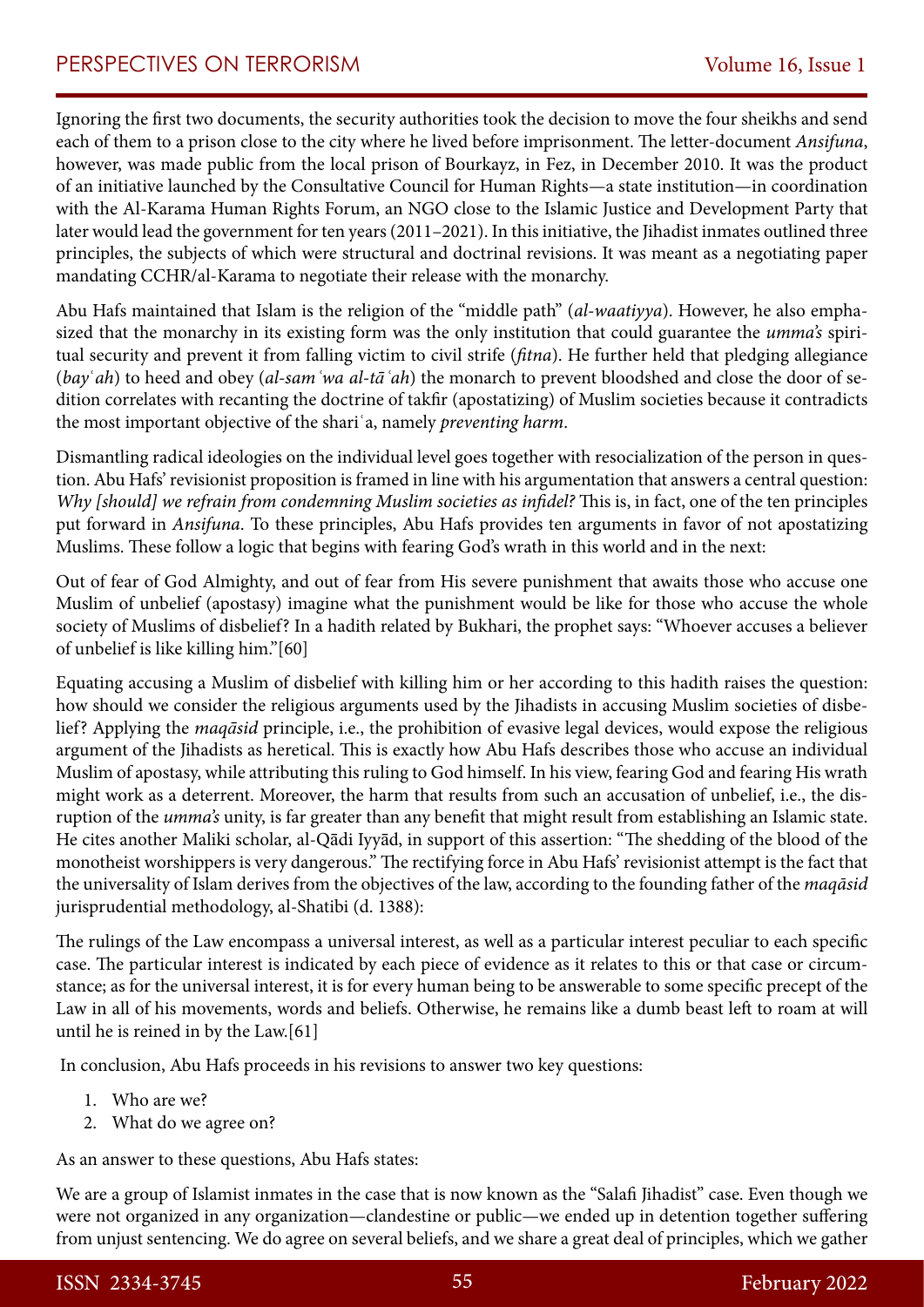Ignoring the first two documents, the security authorities took the decision to move the four sheikhs and send each of them to a prison close to the city where he lived before imprisonment. The letter-document *Ansifuna*, however, was made public from the local prison of Bourkayz, in Fez, in December 2010. It was the product of an initiative launched by the Consultative Council for Human Rights—a state institution—in coordination with the Al-Karama Human Rights Forum, an NGO close to the Islamic Justice and Development Party that later would lead the government for ten years (2011–2021). In this initiative, the Jihadist inmates outlined three principles, the subjects of which were structural and doctrinal revisions. It was meant as a negotiating paper mandating CCHR/al-Karama to negotiate their release with the monarchy.

Abu Hafs maintained that Islam is the religion of the "middle path" (*al-waatiyya*). However, he also emphasized that the monarchy in its existing form was the only institution that could guarantee the *umma's* spiritual security and prevent it from falling victim to civil strife (*fitna*). He further held that pledging allegiance (*bayʿah*) to heed and obey (*al-samʿwa al-tāʿah*) the monarch to prevent bloodshed and close the door of sedition correlates with recanting the doctrine of takfir (apostatizing) of Muslim societies because it contradicts the most important objective of the shariʿa, namely *preventing harm*.

Dismantling radical ideologies on the individual level goes together with resocialization of the person in question. Abu Hafs' revisionist proposition is framed in line with his argumentation that answers a central question: *Why [should] we refrain from condemning Muslim societies as infidel?* This is, in fact, one of the ten principles put forward in *Ansifuna*. To these principles, Abu Hafs provides ten arguments in favor of not apostatizing Muslims. These follow a logic that begins with fearing God's wrath in this world and in the next:

Out of fear of God Almighty, and out of fear from His severe punishment that awaits those who accuse one Muslim of unbelief (apostasy) imagine what the punishment would be like for those who accuse the whole society of Muslims of disbelief? In a hadith related by Bukhari, the prophet says: "Whoever accuses a believer of unbelief is like killing him."[60]

Equating accusing a Muslim of disbelief with killing him or her according to this hadith raises the question: how should we consider the religious arguments used by the Jihadists in accusing Muslim societies of disbelief? Applying the *maqāsid* principle, i.e., the prohibition of evasive legal devices, would expose the religious argument of the Jihadists as heretical. This is exactly how Abu Hafs describes those who accuse an individual Muslim of apostasy, while attributing this ruling to God himself. In his view, fearing God and fearing His wrath might work as a deterrent. Moreover, the harm that results from such an accusation of unbelief, i.e., the disruption of the *umma's* unity, is far greater than any benefit that might result from establishing an Islamic state. He cites another Maliki scholar, al-Qādi Iyyād, in support of this assertion: "The shedding of the blood of the monotheist worshippers is very dangerous." The rectifying force in Abu Hafs' revisionist attempt is the fact that the universality of Islam derives from the objectives of the law, according to the founding father of the *maqāsid* jurisprudential methodology, al-Shatibi (d. 1388):

The rulings of the Law encompass a universal interest, as well as a particular interest peculiar to each specific case. The particular interest is indicated by each piece of evidence as it relates to this or that case or circumstance; as for the universal interest, it is for every human being to be answerable to some specific precept of the Law in all of his movements, words and beliefs. Otherwise, he remains like a dumb beast left to roam at will until he is reined in by the Law.[61]

In conclusion, Abu Hafs proceeds in his revisions to answer two key questions:

1. Who are we?
2. What do we agree on?

As an answer to these questions, Abu Hafs states:

We are a group of Islamist inmates in the case that is now known as the "Salafi Jihadist" case. Even though we were not organized in any organization—clandestine or public—we ended up in detention together suffering from unjust sentencing. We do agree on several beliefs, and we share a great deal of principles, which we gather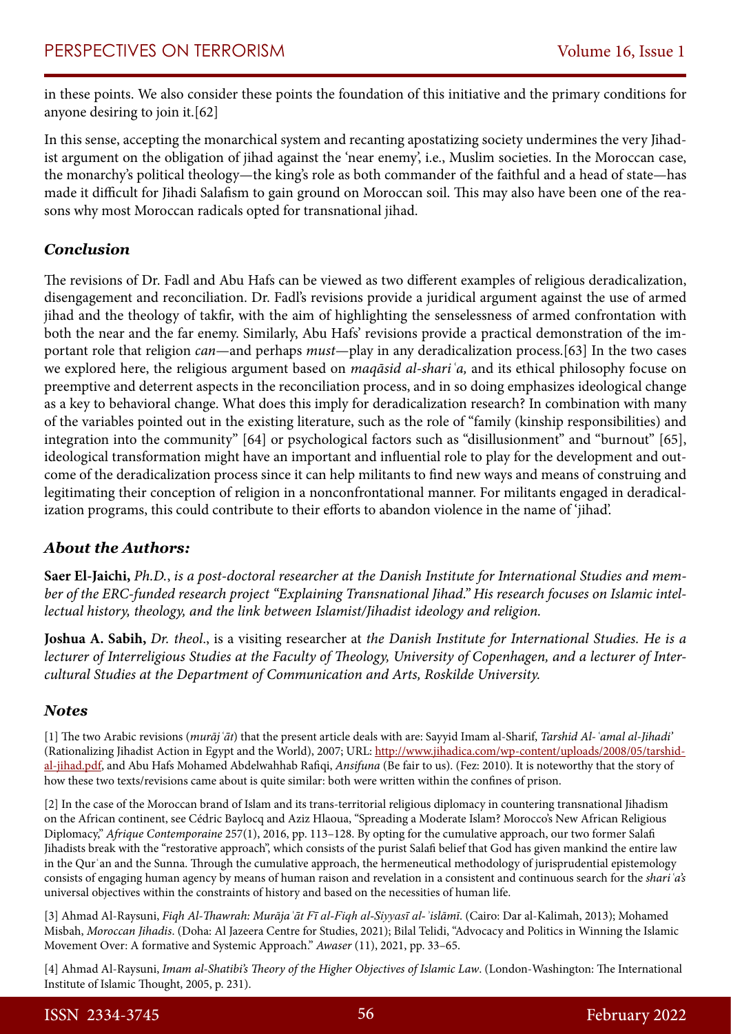in these points. We also consider these points the foundation of this initiative and the primary conditions for anyone desiring to join it.[62]

In this sense, accepting the monarchical system and recanting apostatizing society undermines the very Jihadist argument on the obligation of jihad against the 'near enemy', i.e., Muslim societies. In the Moroccan case, the monarchy's political theology—the king's role as both commander of the faithful and a head of state—has made it difficult for Jihadi Salafism to gain ground on Moroccan soil. This may also have been one of the reasons why most Moroccan radicals opted for transnational jihad.

### *Conclusion*

The revisions of Dr. Fadl and Abu Hafs can be viewed as two different examples of religious deradicalization, disengagement and reconciliation. Dr. Fadl's revisions provide a juridical argument against the use of armed jihad and the theology of takfir, with the aim of highlighting the senselessness of armed confrontation with both the near and the far enemy. Similarly, Abu Hafs' revisions provide a practical demonstration of the important role that religion *can*—and perhaps *must*—play in any deradicalization process.[63] In the two cases we explored here, the religious argument based on *maqāsid al-shariʿa,* and its ethical philosophy focuse on preemptive and deterrent aspects in the reconciliation process, and in so doing emphasizes ideological change as a key to behavioral change. What does this imply for deradicalization research? In combination with many of the variables pointed out in the existing literature, such as the role of "family (kinship responsibilities) and integration into the community" [64] or psychological factors such as "disillusionment" and "burnout" [65], ideological transformation might have an important and influential role to play for the development and outcome of the deradicalization process since it can help militants to find new ways and means of construing and legitimating their conception of religion in a nonconfrontational manner. For militants engaged in deradicalization programs, this could contribute to their efforts to abandon violence in the name of 'jihad'.

### *About the Authors:*

**Saer El-Jaichi,** *Ph.D.*, *is a post-doctoral researcher at the Danish Institute for International Studies and member of the ERC-funded research project "Explaining Transnational Jihad." His research focuses on Islamic intellectual history, theology, and the link between Islamist/Jihadist ideology and religion.*

**Joshua A. Sabih,** *Dr. theol*., is a visiting researcher at *the Danish Institute for International Studies. He is a lecturer of Interreligious Studies at the Faculty of Theology, University of Copenhagen, and a lecturer of Intercultural Studies at the Department of Communication and Arts, Roskilde University.*

### *Notes*

[1] The two Arabic revisions (*murājʿāt*) that the present article deals with are: Sayyid Imam al-Sharif, *Tarshid Al-ʿamal al-Jihadi'* (Rationalizing Jihadist Action in Egypt and the World), 2007; URL: http://www.jihadica.com/wp-content/uploads/2008/05/tarshid-al-jihad.pdf, and Abu Hafs Mohamed Abdelwahhab Rafiqi, *Ansifuna* (Be fair to us). (Fez: 2010). It is noteworthy that the story of how these two texts/revisions came about is quite similar: both were written within the confines of prison.

[2] In the case of the Moroccan brand of Islam and its trans-territorial religious diplomacy in countering transnational Jihadism on the African continent, see Cédric Baylocq and Aziz Hlaoua, "Spreading a Moderate Islam? Morocco's New African Religious Diplomacy," *Afrique Contemporaine* 257(1), 2016, pp. 113–128. By opting for the cumulative approach, our two former Salafi Jihadists break with the "restorative approach", which consists of the purist Salafi belief that God has given mankind the entire law in the Qurʾan and the Sunna. Through the cumulative approach, the hermeneutical methodology of jurisprudential epistemology consists of engaging human agency by means of human raison and revelation in a consistent and continuous search for the *shariʿa's* universal objectives within the constraints of history and based on the necessities of human life.

[3] Ahmad Al-Raysuni, *Fiqh Al-Thawrah: Murājaʿāt Fī al-Fiqh al-Siyyasī al-ʾislāmī*. (Cairo: Dar al-Kalimah, 2013); Mohamed Misbah, *Moroccan Jihadis*. (Doha: Al Jazeera Centre for Studies, 2021); Bilal Telidi, "Advocacy and Politics in Winning the Islamic Movement Over: A formative and Systemic Approach." *Awaser* (11), 2021, pp. 33–65.

[4] Ahmad Al-Raysuni, *Imam al-Shatibi's Theory of the Higher Objectives of Islamic Law*. (London-Washington: The International Institute of Islamic Thought, 2005, p. 231).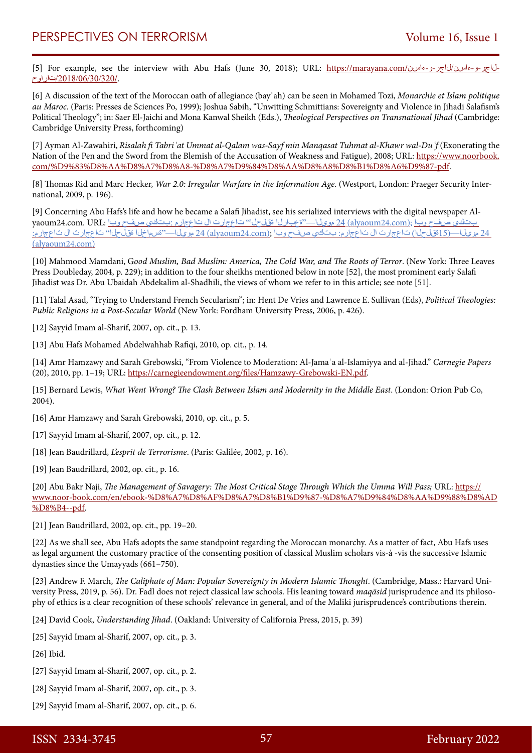[5] For example, see the interview with Abu Hafs (June 30, 2018); URL: https://marayana.com/نساء-و-رجال/نساء-و-رجال-حوارات/2018/06/30/320/.

[6] A discussion of the text of the Moroccan oath of allegiance (bayʿah) can be seen in Mohamed Tozi, *Monarchie et Islam politique au Maroc*. (Paris: Presses de Sciences Po, 1999); Joshua Sabih, "Unwitting Schmittians: Sovereignty and Violence in Jihadi Salafism's Political Theology"; in: Saer El-Jaichi and Mona Kanwal Sheikh (Eds.), *Theological Perspectives on Transnational Jihad* (Cambridge: Cambridge University Press, forthcoming)

[7] Ayman Al-Zawahiri, *Risalah fi Tabriʾat Ummat al-Qalam was-Sayf min Manqasat Tuhmat al-Khawr wal-Duʿf* (Exonerating the Nation of the Pen and the Sword from the Blemish of the Accusation of Weakness and Fatigue), 2008; URL: https://www.noorbook.com/%D9%83%D8%AA%D8%A7%D8%A8-%D8%A7%D9%84%D8%AA%D8%A8%D8%B1%D8%A6%D9%87-pdf.

[8] Thomas Rid and Marc Hecker, *War 2.0: Irregular Warfare in the Information Age*. (Westport, London: Praeger Security International, 2009, p. 196).

[9] Concerning Abu Hafs's life and how he became a Salafi Jihadist, see his serialized interviews with the digital newspaper Al-yaoum24.com. URL: ابو حفص يكتب: مراجعات المراجعات "الحلقة الرابعة"—اليوم 24 (alyaoum24.com); ابو حفص يكتب: مراجعات المراجعات (الحلقة15)—اليوم 24 (alyaoum24.com); مراجعات المراجعات "الحلقة الخامسة"—اليوم 24 (alyaoum24.com)

[10] Mahmood Mamdani, G*ood Muslim, Bad Muslim: America, The Cold War, and The Roots of Terror*. (New York: Three Leaves Press Doubleday, 2004, p. 229); in addition to the four sheikhs mentioned below in note [52], the most prominent early Salafi Jihadist was Dr. Abu Ubaidah Abdekalim al-Shadhili, the views of whom we refer to in this article; see note [51].

[11] Talal Asad, "Trying to Understand French Secularism"; in: Hent De Vries and Lawrence E. Sullivan (Eds), *Political Theologies: Public Religions in a Post-Secular World* (New York: Fordham University Press, 2006, p. 426).

[12] Sayyid Imam al-Sharif, 2007, op. cit., p. 13.

[13] Abu Hafs Mohamed Abdelwahhab Rafiqi, 2010, op. cit., p. 14.

[14] Amr Hamzawy and Sarah Grebowski, "From Violence to Moderation: Al-Jamaʿa al-Islamiyya and al-Jihad." *Carnegie Papers* (20), 2010, pp. 1–19; URL: https://carnegieendowment.org/files/Hamzawy-Grebowski-EN.pdf.

[15] Bernard Lewis, *What Went Wrong? The Clash Between Islam and Modernity in the Middle East*. (London: Orion Pub Co, 2004).

[16] Amr Hamzawy and Sarah Grebowski, 2010, op. cit., p. 5.

[17] Sayyid Imam al-Sharif, 2007, op. cit., p. 12.

[18] Jean Baudrillard, *L'esprit de Terrorisme*. (Paris: Galilée, 2002, p. 16).

[19] Jean Baudrillard, 2002, op. cit., p. 16.

[20] Abu Bakr Naji, *The Management of Savagery: The Most Critical Stage Through Which the Umma Will Pass;* URL: https://www.noor-book.com/en/ebook-%D8%A7%D8%AF%D8%A7%D8%B1%D9%87-%D8%A7%D9%84%D8%AA%D9%88%D8%AD%D8%B4--pdf.

[21] Jean Baudrillard, 2002, op. cit., pp. 19–20.

[22] As we shall see, Abu Hafs adopts the same standpoint regarding the Moroccan monarchy. As a matter of fact, Abu Hafs uses as legal argument the customary practice of the consenting position of classical Muslim scholars vis-à -vis the successive Islamic dynasties since the Umayyads (661–750).

[23] Andrew F. March, *The Caliphate of Man: Popular Sovereignty in Modern Islamic Thought*. (Cambridge, Mass.: Harvard University Press, 2019, p. 56). Dr. Fadl does not reject classical law schools. His leaning toward *maqāsid* jurisprudence and its philosophy of ethics is a clear recognition of these schools' relevance in general, and of the Maliki jurisprudence's contributions therein.

[24] David Cook, *Understanding Jihad*. (Oakland: University of California Press, 2015, p. 39)

[25] Sayyid Imam al-Sharif, 2007, op. cit., p. 3.

[26] Ibid.

[27] Sayyid Imam al-Sharif, 2007, op. cit., p. 2.

[28] Sayyid Imam al-Sharif, 2007, op. cit., p. 3.

[29] Sayyid Imam al-Sharif, 2007, op. cit., p. 6.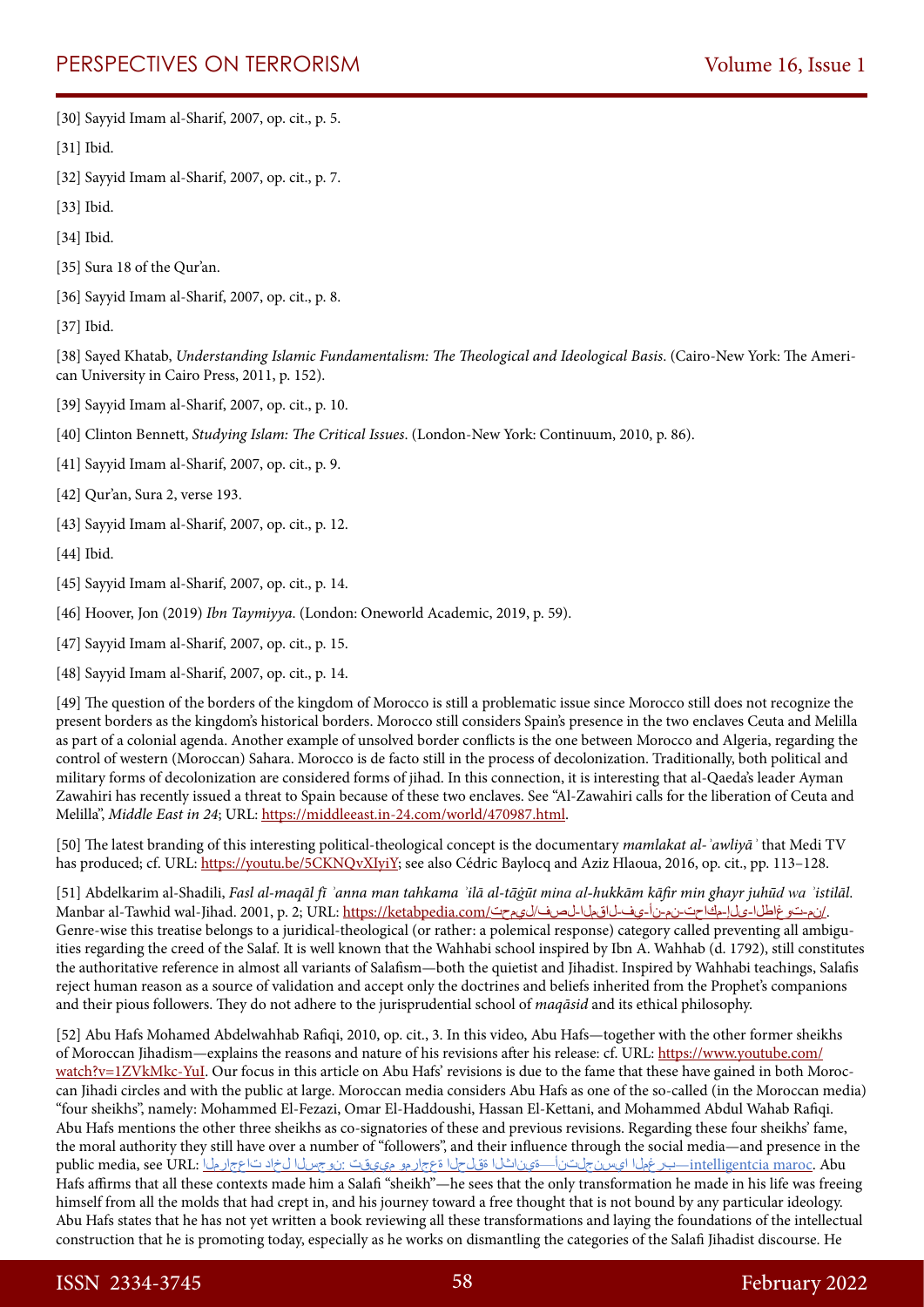[30] Sayyid Imam al-Sharif, 2007, op. cit., p. 5.

[31] Ibid.

[32] Sayyid Imam al-Sharif, 2007, op. cit., p. 7.

[33] Ibid.

[34] Ibid.

[35] Sura 18 of the Qur'an.

[36] Sayyid Imam al-Sharif, 2007, op. cit., p. 8.

[37] Ibid.

[38] Sayed Khatab, *Understanding Islamic Fundamentalism: The Theological and Ideological Basis*. (Cairo-New York: The American University in Cairo Press, 2011, p. 152).

[39] Sayyid Imam al-Sharif, 2007, op. cit., p. 10.

[40] Clinton Bennett, *Studying Islam: The Critical Issues*. (London-New York: Continuum, 2010, p. 86).

[41] Sayyid Imam al-Sharif, 2007, op. cit., p. 9.

[42] Qur'an, Sura 2, verse 193.

[43] Sayyid Imam al-Sharif, 2007, op. cit., p. 12.

[44] Ibid.

[45] Sayyid Imam al-Sharif, 2007, op. cit., p. 14.

[46] Hoover, Jon (2019) *Ibn Taymiyya*. (London: Oneworld Academic, 2019, p. 59).

[47] Sayyid Imam al-Sharif, 2007, op. cit., p. 15.

[48] Sayyid Imam al-Sharif, 2007, op. cit., p. 14.

[49] The question of the borders of the kingdom of Morocco is still a problematic issue since Morocco still does not recognize the present borders as the kingdom's historical borders. Morocco still considers Spain's presence in the two enclaves Ceuta and Melilla as part of a colonial agenda. Another example of unsolved border conflicts is the one between Morocco and Algeria, regarding the control of western (Moroccan) Sahara. Morocco is de facto still in the process of decolonization. Traditionally, both political and military forms of decolonization are considered forms of jihad. In this connection, it is interesting that al-Qaeda's leader Ayman Zawahiri has recently issued a threat to Spain because of these two enclaves. See "Al-Zawahiri calls for the liberation of Ceuta and Melilla", *Middle East in 24*; URL: https://middleeast.in-24.com/world/470987.html.

[50] The latest branding of this interesting political-theological concept is the documentary *mamlakat al-ʾawliyāʾ* that Medi TV has produced; cf. URL: https://youtu.be/5CKNQvXIyiY; see also Cédric Baylocq and Aziz Hlaoua, 2016, op. cit., pp. 113–128.

[51] Abdelkarim al-Shadili, *Fasl al-maqāl fī ʾanna man tahkama ʾilā al-tāġūt mina al-hukkām kāfir min ghayr juhūd wa ʾistilāl*. Manbar al-Tawhid wal-Jihad. 2001, p. 2; URL: https://ketabpedia.com/تحميل/فصل-المقال-في-أن-من-تحاكم-إلى-الطاغوت-من/. Genre-wise this treatise belongs to a juridical-theological (or rather: a polemical response) category called preventing all ambiguities regarding the creed of the Salaf. It is well known that the Wahhabi school inspired by Ibn A. Wahhab (d. 1792), still constitutes the authoritative reference in almost all variants of Salafism—both the quietist and Jihadist. Inspired by Wahhabi teachings, Salafis reject human reason as a source of validation and accept only the doctrines and beliefs inherited from the Prophet's companions and their pious followers. They do not adhere to the jurisprudential school of *maqāsid* and its ethical philosophy.

[52] Abu Hafs Mohamed Abdelwahhab Rafiqi, 2010, op. cit., 3. In this video, Abu Hafs—together with the other former sheikhs of Moroccan Jihadism—explains the reasons and nature of his revisions after his release: cf. URL: https://www.youtube.com/watch?v=1ZVkMkc-YuI. Our focus in this article on Abu Hafs' revisions is due to the fame that these have gained in both Moroccan Jihadi circles and with the public at large. Moroccan media considers Abu Hafs as one of the so-called (in the Moroccan media) "four sheikhs", namely: Mohammed El-Fezazi, Omar El-Haddoushi, Hassan El-Kettani, and Mohammed Abdul Wahab Rafiqi. Abu Hafs mentions the other three sheikhs as co-signatories of these and previous revisions. Regarding these four sheikhs' fame, the moral authority they still have over a number of "followers", and their influence through the social media—and presence in the public media, see URL: المراجعات داخل السجون: تقييم ومراجعة الحلقة الثانية—أنتلجنسيا المغرب—intelligentcia maroc. Abu Hafs affirms that all these contexts made him a Salafi "sheikh"—he sees that the only transformation he made in his life was freeing himself from all the molds that had crept in, and his journey toward a free thought that is not bound by any particular ideology. Abu Hafs states that he has not yet written a book reviewing all these transformations and laying the foundations of the intellectual construction that he is promoting today, especially as he works on dismantling the categories of the Salafi Jihadist discourse. He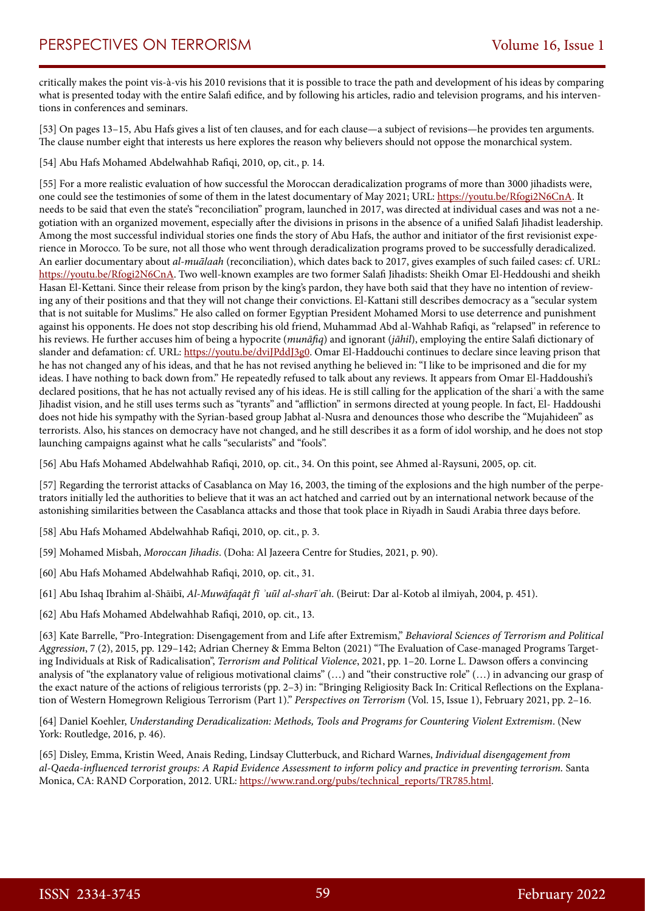critically makes the point vis-à-vis his 2010 revisions that it is possible to trace the path and development of his ideas by comparing what is presented today with the entire Salafi edifice, and by following his articles, radio and television programs, and his interventions in conferences and seminars.

[53] On pages 13–15, Abu Hafs gives a list of ten clauses, and for each clause—a subject of revisions—he provides ten arguments. The clause number eight that interests us here explores the reason why believers should not oppose the monarchical system.

[54] Abu Hafs Mohamed Abdelwahhab Rafiqi, 2010, op, cit., p. 14.

[55] For a more realistic evaluation of how successful the Moroccan deradicalization programs of more than 3000 jihadists were, one could see the testimonies of some of them in the latest documentary of May 2021; URL: https://youtu.be/Rfogi2N6CnA. It needs to be said that even the state's "reconciliation" program, launched in 2017, was directed at individual cases and was not a negotiation with an organized movement, especially after the divisions in prisons in the absence of a unified Salafi Jihadist leadership. Among the most successful individual stories one finds the story of Abu Hafs, the author and initiator of the first revisionist experience in Morocco. To be sure, not all those who went through deradicalization programs proved to be successfully deradicalized. An earlier documentary about *al-muālaah* (reconciliation), which dates back to 2017, gives examples of such failed cases: cf. URL: https://youtu.be/Rfogi2N6CnA. Two well-known examples are two former Salafi Jihadists: Sheikh Omar El-Heddoushi and sheikh Hasan El-Kettani. Since their release from prison by the king's pardon, they have both said that they have no intention of reviewing any of their positions and that they will not change their convictions. El-Kattani still describes democracy as a "secular system that is not suitable for Muslims." He also called on former Egyptian President Mohamed Morsi to use deterrence and punishment against his opponents. He does not stop describing his old friend, Muhammad Abd al-Wahhab Rafiqi, as "relapsed" in reference to his reviews. He further accuses him of being a hypocrite (*munāfiq*) and ignorant (*jāhil*), employing the entire Salafi dictionary of slander and defamation: cf. URL: https://youtu.be/dviJPddJ3g0. Omar El-Haddouchi continues to declare since leaving prison that he has not changed any of his ideas, and that he has not revised anything he believed in: "I like to be imprisoned and die for my ideas. I have nothing to back down from." He repeatedly refused to talk about any reviews. It appears from Omar El-Haddoushi's declared positions, that he has not actually revised any of his ideas. He is still calling for the application of the shariʿa with the same Jihadist vision, and he still uses terms such as "tyrants" and "affliction" in sermons directed at young people. In fact, El- Haddoushi does not hide his sympathy with the Syrian-based group Jabhat al-Nusra and denounces those who describe the "Mujahideen" as terrorists. Also, his stances on democracy have not changed, and he still describes it as a form of idol worship, and he does not stop launching campaigns against what he calls "secularists" and "fools".

[56] Abu Hafs Mohamed Abdelwahhab Rafiqi, 2010, op. cit., 34. On this point, see Ahmed al-Raysuni, 2005, op. cit.

[57] Regarding the terrorist attacks of Casablanca on May 16, 2003, the timing of the explosions and the high number of the perpetrators initially led the authorities to believe that it was an act hatched and carried out by an international network because of the astonishing similarities between the Casablanca attacks and those that took place in Riyadh in Saudi Arabia three days before.

[58] Abu Hafs Mohamed Abdelwahhab Rafiqi, 2010, op. cit., p. 3.

[59] Mohamed Misbah, *Moroccan Jihadis*. (Doha: Al Jazeera Centre for Studies, 2021, p. 90).

[60] Abu Hafs Mohamed Abdelwahhab Rafiqi, 2010, op. cit., 31.

[61] Abu Ishaq Ibrahim al-Shāibī, *Al-Muwāfaqāt fī ʾuūl al-sharīʿah*. (Beirut: Dar al-Kotob al ilmiyah, 2004, p. 451).

[62] Abu Hafs Mohamed Abdelwahhab Rafiqi, 2010, op. cit., 13.

[63] Kate Barrelle, "Pro-Integration: Disengagement from and Life after Extremism," *Behavioral Sciences of Terrorism and Political Aggression*, 7 (2), 2015, pp. 129–142; Adrian Cherney & Emma Belton (2021) "The Evaluation of Case-managed Programs Targeting Individuals at Risk of Radicalisation", *Terrorism and Political Violence*, 2021, pp. 1–20. Lorne L. Dawson offers a convincing analysis of "the explanatory value of religious motivational claims" (…) and "their constructive role" (…) in advancing our grasp of the exact nature of the actions of religious terrorists (pp. 2–3) in: "Bringing Religiosity Back In: Critical Reflections on the Explanation of Western Homegrown Religious Terrorism (Part 1)." *Perspectives on Terrorism* (Vol. 15, Issue 1), February 2021, pp. 2–16.

[64] Daniel Koehler, *Understanding Deradicalization: Methods, Tools and Programs for Countering Violent Extremism*. (New York: Routledge, 2016, p. 46).

[65] Disley, Emma, Kristin Weed, Anais Reding, Lindsay Clutterbuck, and Richard Warnes, *Individual disengagement from al-Qaeda-influenced terrorist groups: A Rapid Evidence Assessment to inform policy and practice in preventing terrorism.* Santa Monica, CA: RAND Corporation, 2012. URL: https://www.rand.org/pubs/technical_reports/TR785.html.